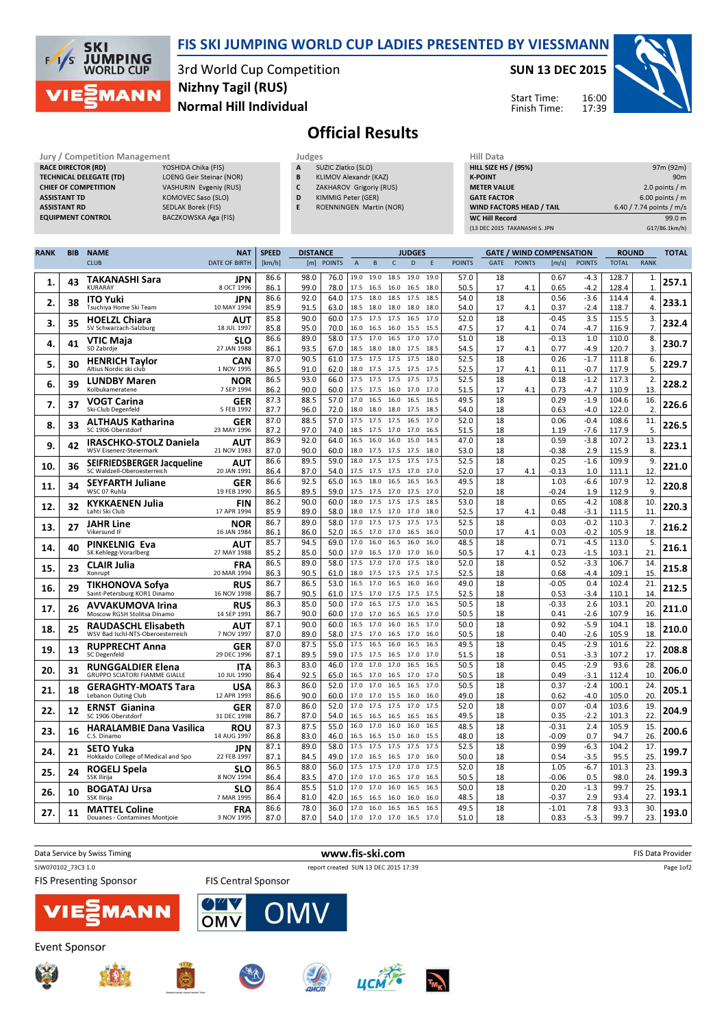# FIS SKI JUMPING WORLD CUP LADIES PRESENTED BY VIESSMANN

3rd World Cup Competition
Nizhny Tagil (RUS)
Normal Hill Individual

SUN 13 DEC 2015

Start Time: 16:00
Finish Time: 17:39

## Official Results

**Jury / Competition Management**

| | |
|---|---|
| RACE DIRECTOR (RD) | YOSHIDA Chika (FIS) |
| TECHNICAL DELEGATE (TD) | LOENG Geir Steinar (NOR) |
| CHIEF OF COMPETITION | VASHURIN Evgeniy (RUS) |
| ASSISTANT TD | KOMOVEC Saso (SLO) |
| ASSISTANT RD | SEDLAK Borek (FIS) |
| EQUIPMENT CONTROL | BACZKOWSKA Aga (FIS) |

**Judges**

| | |
|---|---|
| A | SUZIC Zlatko (SLO) |
| B | KLIMOV Alexandr (KAZ) |
| C | ZAKHAROV Grigoriy (RUS) |
| D | KIMMIG Peter (GER) |
| E | ROENNINGEN Martin (NOR) |

**Hill Data**

| | |
|---|---|
| HILL SIZE HS / (95%) | 97m (92m) |
| K-POINT | 90m |
| METER VALUE | 2.0 points / m |
| GATE FACTOR | 6.00 points / m |
| WIND FACTORS HEAD / TAIL | 6.40 / 7.74 points / m/s |
| WC Hill Record | 99.0 m |
| (13 DEC 2015 TAKANASHI S. JPN | G17/86.1km/h) |

| RANK | BIB | NAME / CLUB | NAT / DATE OF BIRTH | SPEED [km/h] | DISTANCE [m] | DISTANCE POINTS | A | B | C | D | E | JUDGES POINTS | GATE | GATE POINTS | WIND [m/s] | WIND POINTS | ROUND TOTAL | ROUND RANK | TOTAL |
|---|---|---|---|---|---|---|---|---|---|---|---|---|---|---|---|---|---|---|---|
| 1. | 43 | TAKANASHI Sara / KURARAY | JPN / 8 OCT 1996 | 86.6 | 98.0 | 76.0 | 19.0 | 19.0 | 18.5 | 19.0 | 19.0 | 57.0 | 18 | | 0.67 | -4.3 | 128.7 | 1. | 257.1 |
| | | | | 86.1 | 99.0 | 78.0 | 17.5 | 16.5 | 16.0 | 16.5 | 18.0 | 50.5 | 17 | 4.1 | 0.65 | -4.2 | 128.4 | 1. | |
| 2. | 38 | ITO Yuki / Tsuchiya Home Ski Team | JPN / 10 MAY 1994 | 86.6 | 92.0 | 64.0 | 17.5 | 18.0 | 18.5 | 17.5 | 18.5 | 54.0 | 18 | | 0.56 | -3.6 | 114.4 | 4. | 233.1 |
| | | | | 85.9 | 91.5 | 63.0 | 18.5 | 18.0 | 18.0 | 18.0 | 18.0 | 54.0 | 17 | 4.1 | 0.37 | -2.4 | 118.7 | 4. | |
| 3. | 35 | HOELZL Chiara / SV Schwarzach-Salzburg | AUT / 18 JUL 1997 | 85.8 | 90.0 | 60.0 | 17.5 | 17.5 | 17.5 | 16.5 | 17.0 | 52.0 | 18 | | -0.45 | 3.5 | 115.5 | 3. | 232.4 |
| | | | | 85.8 | 95.0 | 70.0 | 16.0 | 16.5 | 16.0 | 15.5 | 15.5 | 47.5 | 17 | 4.1 | 0.74 | -4.7 | 116.9 | 7. | |
| 4. | 41 | VTIC Maja / SD Zabrdje | SLO / 27 JAN 1988 | 86.6 | 89.0 | 58.0 | 17.5 | 17.0 | 16.5 | 17.0 | 17.0 | 51.0 | 18 | | -0.13 | 1.0 | 110.0 | 8. | 230.7 |
| | | | | 86.1 | 93.5 | 67.0 | 18.5 | 18.0 | 18.0 | 17.5 | 18.5 | 54.5 | 17 | 4.1 | 0.77 | -4.9 | 120.7 | 3. | |
| 5. | 30 | HENRICH Taylor / Altius Nordic ski club | CAN / 1 NOV 1995 | 87.0 | 90.5 | 61.0 | 17.5 | 17.5 | 17.5 | 17.5 | 18.0 | 52.5 | 18 | | 0.26 | -1.7 | 111.8 | 6. | 229.7 |
| | | | | 86.5 | 91.0 | 62.0 | 18.0 | 17.5 | 17.5 | 17.5 | 17.5 | 52.5 | 17 | 4.1 | 0.11 | -0.7 | 117.9 | 5. | |
| 6. | 39 | LUNDBY Maren / Kolbukameratene | NOR / 7 SEP 1994 | 86.5 | 93.0 | 66.0 | 17.5 | 17.5 | 17.5 | 17.5 | 17.5 | 52.5 | 18 | | 0.18 | -1.2 | 117.3 | 2. | 228.2 |
| | | | | 86.2 | 90.0 | 60.0 | 17.5 | 17.5 | 16.0 | 17.0 | 17.0 | 51.5 | 17 | 4.1 | 0.73 | -4.7 | 110.9 | 13. | |
| 7. | 37 | VOGT Carina / Ski-Club Degenfeld | GER / 5 FEB 1992 | 87.3 | 88.5 | 57.0 | 17.0 | 16.5 | 16.0 | 16.5 | 16.5 | 49.5 | 18 | | 0.29 | -1.9 | 104.6 | 16. | 226.6 |
| | | | | 87.7 | 96.0 | 72.0 | 18.0 | 18.0 | 18.0 | 17.5 | 18.5 | 54.0 | 18 | | 0.63 | -4.0 | 122.0 | 2. | |
| 8. | 33 | ALTHAUS Katharina / SC 1906 Oberstdorf | GER / 23 MAY 1996 | 87.0 | 88.5 | 57.0 | 17.5 | 17.5 | 17.5 | 16.5 | 17.0 | 52.0 | 18 | | 0.06 | -0.4 | 108.6 | 11. | 226.5 |
| | | | | 87.2 | 97.0 | 74.0 | 18.5 | 17.5 | 17.0 | 17.0 | 16.5 | 51.5 | 18 | | 1.19 | -7.6 | 117.9 | 5. | |
| 9. | 42 | IRASCHKO-STOLZ Daniela / WSV Eisenerz-Steiermark | AUT / 21 NOV 1983 | 86.9 | 92.0 | 64.0 | 16.5 | 16.0 | 16.0 | 15.0 | 14.5 | 47.0 | 18 | | 0.59 | -3.8 | 107.2 | 13. | 223.1 |
| | | | | 87.0 | 90.0 | 60.0 | 18.0 | 17.5 | 17.5 | 17.5 | 18.0 | 53.0 | 18 | | -0.38 | 2.9 | 115.9 | 8. | |
| 10. | 36 | SEIFRIEDSBERGER Jacqueline / SC Waldzell-Oberoesterreich | AUT / 20 JAN 1991 | 86.6 | 89.5 | 59.0 | 18.0 | 17.5 | 17.5 | 17.5 | 17.5 | 52.5 | 18 | | 0.25 | -1.6 | 109.9 | 9. | 221.0 |
| | | | | 86.4 | 87.0 | 54.0 | 17.5 | 17.5 | 17.5 | 17.0 | 17.0 | 52.0 | 17 | 4.1 | -0.13 | 1.0 | 111.1 | 12. | |
| 11. | 34 | SEYFARTH Juliane / WSC 07 Ruhla | GER / 19 FEB 1990 | 86.6 | 92.5 | 65.0 | 16.5 | 18.0 | 16.5 | 16.5 | 16.5 | 49.5 | 18 | | 1.03 | -6.6 | 107.9 | 12. | 220.8 |
| | | | | 86.5 | 89.5 | 59.0 | 17.5 | 17.5 | 17.0 | 17.5 | 17.0 | 52.0 | 18 | | -0.24 | 1.9 | 112.9 | 9. | |
| 12. | 32 | KYKKAENEN Julia / Lahti Ski Club | FIN / 17 APR 1994 | 86.2 | 90.0 | 60.0 | 18.0 | 17.5 | 17.5 | 17.5 | 18.5 | 53.0 | 18 | | 0.65 | -4.2 | 108.8 | 10. | 220.3 |
| | | | | 85.9 | 89.0 | 58.0 | 18.0 | 17.5 | 17.0 | 17.0 | 18.0 | 52.5 | 17 | 4.1 | 0.48 | -3.1 | 111.5 | 11. | |
| 13. | 27 | JAHR Line / Vikersund IF | NOR / 16 JAN 1984 | 86.7 | 89.0 | 58.0 | 17.0 | 17.5 | 17.5 | 17.5 | 17.5 | 52.5 | 18 | | 0.03 | -0.2 | 110.3 | 7. | 216.2 |
| | | | | 86.1 | 86.0 | 52.0 | 16.5 | 17.0 | 17.0 | 16.5 | 16.0 | 50.0 | 17 | 4.1 | 0.03 | -0.2 | 105.9 | 18. | |
| 14. | 40 | PINKELNIG Eva / SK Kehlegg-Vorarlberg | AUT / 27 MAY 1988 | 85.7 | 94.5 | 69.0 | 17.0 | 16.0 | 16.5 | 16.0 | 16.0 | 48.5 | 18 | | 0.71 | -4.5 | 113.0 | 5. | 216.1 |
| | | | | 85.2 | 85.0 | 50.0 | 17.0 | 16.5 | 17.0 | 17.0 | 16.0 | 50.5 | 17 | 4.1 | 0.23 | -1.5 | 103.1 | 21. | |
| 15. | 23 | CLAIR Julia / Xonrupt | FRA / 20 MAR 1994 | 86.5 | 89.0 | 58.0 | 17.5 | 17.0 | 17.0 | 17.5 | 18.0 | 52.0 | 18 | | 0.52 | -3.3 | 106.7 | 14. | 215.8 |
| | | | | 86.3 | 90.5 | 61.0 | 18.0 | 17.5 | 17.5 | 17.5 | 17.5 | 52.5 | 18 | | 0.68 | -4.4 | 109.1 | 15. | |
| 16. | 29 | TIKHONOVA Sofya / Saint-Petersburg KOR1 Dinamo | RUS / 16 NOV 1998 | 86.7 | 86.5 | 53.0 | 16.5 | 17.0 | 16.5 | 16.0 | 16.0 | 49.0 | 18 | | -0.05 | 0.4 | 102.4 | 21. | 212.5 |
| | | | | 86.7 | 90.5 | 61.0 | 17.5 | 17.0 | 17.5 | 17.5 | 17.5 | 52.5 | 18 | | 0.53 | -3.4 | 110.1 | 14. | |
| 17. | 26 | AVVAKUMOVA Irina / Moscow RGSH Stolitsa Dinamo | RUS / 14 SEP 1991 | 86.3 | 85.0 | 50.0 | 17.0 | 16.5 | 17.5 | 17.0 | 16.5 | 50.5 | 18 | | -0.33 | 2.6 | 103.1 | 20. | 211.0 |
| | | | | 86.7 | 90.0 | 60.0 | 17.0 | 17.0 | 16.5 | 16.5 | 17.0 | 50.5 | 18 | | 0.41 | -2.6 | 107.9 | 16. | |
| 18. | 25 | RAUDASCHL Elisabeth / WSV Bad Ischl-NTS-Oberoesterreich | AUT / 7 NOV 1997 | 87.1 | 90.0 | 60.0 | 16.5 | 17.0 | 16.0 | 16.5 | 17.0 | 50.0 | 18 | | 0.92 | -5.9 | 104.1 | 18. | 210.0 |
| | | | | 87.0 | 89.0 | 58.0 | 17.5 | 17.0 | 16.5 | 17.0 | 16.5 | 50.5 | 18 | | 0.40 | -2.6 | 105.9 | 18. | |
| 19. | 13 | RUPPRECHT Anna / SC Degenfeld | GER / 29 DEC 1996 | 87.0 | 87.5 | 55.0 | 17.5 | 16.5 | 16.0 | 16.5 | 16.5 | 49.5 | 18 | | 0.45 | -2.9 | 101.6 | 22. | 208.8 |
| | | | | 87.1 | 89.5 | 59.0 | 17.5 | 17.5 | 16.5 | 17.0 | 17.0 | 51.5 | 18 | | 0.51 | -3.3 | 107.2 | 17. | |
| 20. | 31 | RUNGGALDIER Elena / GRUPPO SCIATORI FIAMME GIALLE | ITA / 10 JUL 1990 | 86.3 | 83.0 | 46.0 | 17.0 | 17.0 | 17.0 | 16.5 | 16.5 | 50.5 | 18 | | 0.45 | -2.9 | 93.6 | 28. | 206.0 |
| | | | | 86.4 | 92.5 | 65.0 | 16.5 | 17.0 | 16.5 | 17.0 | 17.0 | 50.5 | 18 | | 0.49 | -3.1 | 112.4 | 10. | |
| 21. | 18 | GERAGHTY-MOATS Tara / Lebanon Outing Club | USA / 12 APR 1993 | 86.3 | 86.0 | 52.0 | 17.0 | 17.0 | 16.5 | 16.5 | 17.0 | 50.5 | 18 | | 0.37 | -2.4 | 100.1 | 24. | 205.1 |
| | | | | 86.6 | 90.0 | 60.0 | 17.0 | 17.0 | 15.5 | 16.0 | 16.0 | 49.0 | 18 | | 0.62 | -4.0 | 105.0 | 20. | |
| 22. | 12 | ERNST Gianina / SC 1906 Oberstdorf | GER / 31 DEC 1998 | 87.0 | 86.0 | 52.0 | 17.0 | 17.5 | 17.5 | 17.0 | 17.5 | 52.0 | 18 | | 0.07 | -0.4 | 103.6 | 19. | 204.9 |
| | | | | 86.7 | 87.0 | 54.0 | 16.5 | 16.5 | 16.5 | 16.5 | 16.5 | 49.5 | 18 | | 0.35 | -2.2 | 101.3 | 22. | |
| 23. | 16 | HARALAMBIE Dana Vasilica / C.S. Dinamo | ROU / 14 AUG 1997 | 87.3 | 87.5 | 55.0 | 16.0 | 17.0 | 16.0 | 16.0 | 16.5 | 48.5 | 18 | | -0.31 | 2.4 | 105.9 | 15. | 200.6 |
| | | | | 86.8 | 83.0 | 46.0 | 16.5 | 16.5 | 15.0 | 16.0 | 15.5 | 48.0 | 18 | | -0.09 | 0.7 | 94.7 | 26. | |
| 24. | 21 | SETO Yuka / Hokkaido College of Medical and Spo | JPN / 22 FEB 1997 | 87.1 | 89.0 | 58.0 | 17.5 | 17.5 | 17.5 | 17.5 | 17.5 | 52.5 | 18 | | 0.99 | -6.3 | 104.2 | 17. | 199.7 |
| | | | | 87.1 | 84.5 | 49.0 | 17.0 | 16.5 | 16.5 | 17.0 | 16.0 | 50.0 | 18 | | 0.54 | -3.5 | 95.5 | 25. | |
| 25. | 24 | ROGELJ Spela / SSK Ilirija | SLO / 8 NOV 1994 | 86.5 | 88.0 | 56.0 | 17.5 | 17.5 | 17.0 | 17.0 | 17.5 | 52.0 | 18 | | 1.05 | -6.7 | 101.3 | 23. | 199.3 |
| | | | | 86.4 | 83.5 | 47.0 | 17.0 | 17.0 | 16.5 | 17.0 | 16.5 | 50.5 | 18 | | -0.06 | 0.5 | 98.0 | 24. | |
| 26. | 10 | BOGATAJ Ursa / SSK Ilirija | SLO / 7 MAR 1995 | 86.4 | 85.5 | 51.0 | 17.0 | 17.0 | 16.0 | 16.5 | 16.5 | 50.0 | 18 | | 0.20 | -1.3 | 99.7 | 25. | 193.1 |
| | | | | 86.4 | 81.0 | 42.0 | 16.5 | 16.5 | 16.0 | 16.0 | 16.0 | 48.5 | 18 | | -0.37 | 2.9 | 93.4 | 27. | |
| 27. | 11 | MATTEL Coline / Douanes - Contamines Montjoie | FRA / 3 NOV 1995 | 86.6 | 78.0 | 36.0 | 17.0 | 16.0 | 16.5 | 16.5 | 16.5 | 49.5 | 18 | | -1.01 | 7.8 | 93.3 | 30. | 193.0 |
| | | | | 87.0 | 87.0 | 54.0 | 17.0 | 17.0 | 17.0 | 16.5 | 17.0 | 51.0 | 18 | | 0.83 | -5.3 | 99.7 | 23. | |

Data Service by Swiss Timing — www.fis-ski.com — FIS Data Provider

SJW070102_73C3 1.0 — report created SUN 13 DEC 2015 17:39

FIS Presenting Sponsor — FIS Central Sponsor

Event Sponsor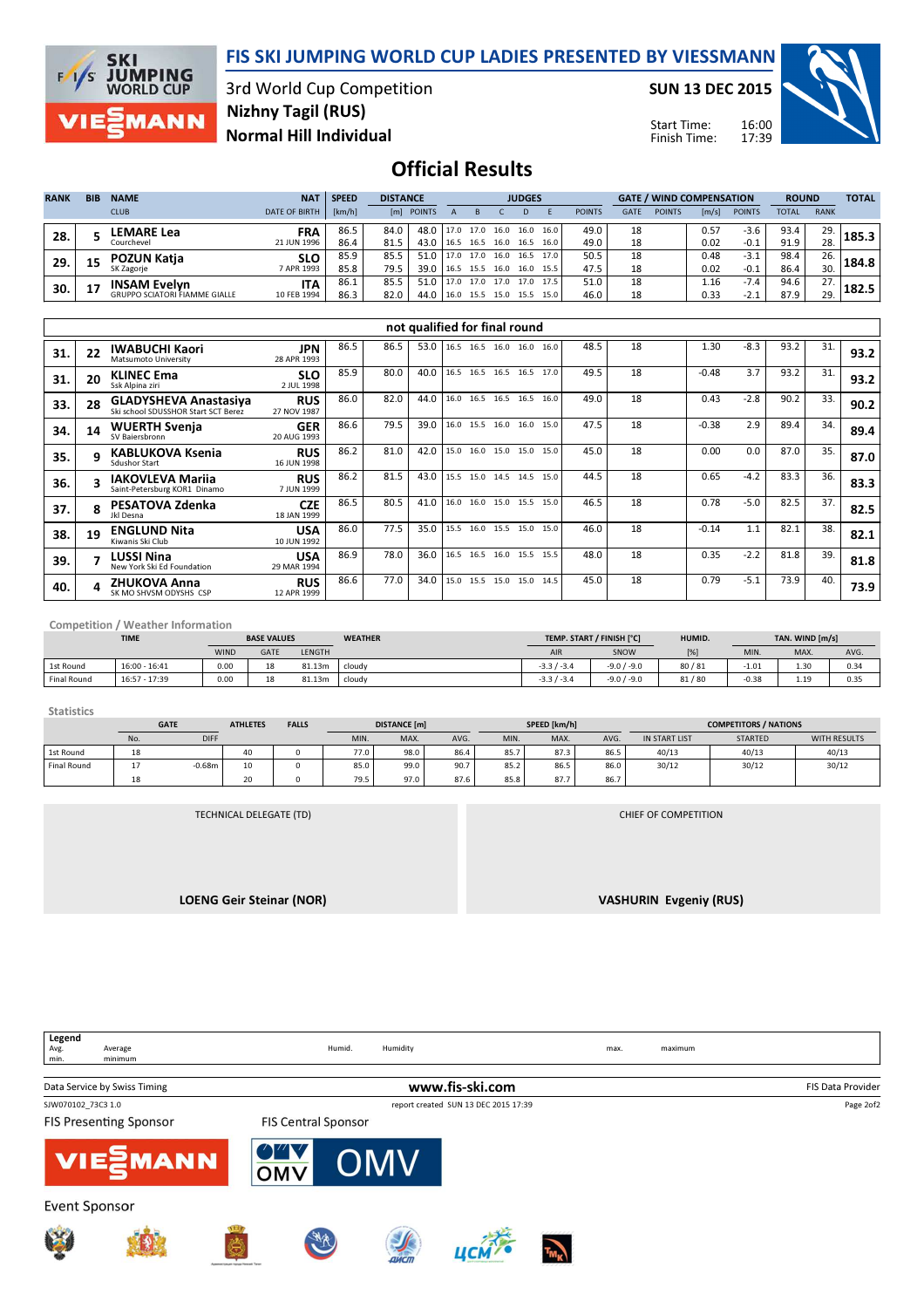# FIS SKI JUMPING WORLD CUP LADIES PRESENTED BY VIESSMANN

3rd World Cup Competition
Nizhny Tagil (RUS)
Normal Hill Individual

SUN 13 DEC 2015

Start Time: 16:00
Finish Time: 17:39

## Official Results

| RANK | BIB | NAME / CLUB | NAT / DATE OF BIRTH | SPEED [km/h] | DISTANCE [m] | DISTANCE POINTS | A | B | C | D | E | JUDGES POINTS | GATE | GATE POINTS | WIND [m/s] | WIND POINTS | ROUND TOTAL | ROUND RANK | TOTAL |
|---|---|---|---|---|---|---|---|---|---|---|---|---|---|---|---|---|---|---|---|
| 28. | 5 | **LEMARE Lea** Courchevel | FRA 21 JUN 1996 | 86.5 | 84.0 | 48.0 | 17.0 | 17.0 | 16.0 | 16.0 | 16.0 | 49.0 | 18 | | 0.57 | -3.6 | 93.4 | 29. | 185.3 |
| | | | | 86.4 | 81.5 | 43.0 | 16.5 | 16.5 | 16.0 | 16.5 | 16.0 | 49.0 | 18 | | 0.02 | -0.1 | 91.9 | 28. | |
| 29. | 15 | **POZUN Katja** SK Zagorje | SLO 7 APR 1993 | 85.9 | 85.5 | 51.0 | 17.0 | 17.0 | 16.0 | 16.5 | 17.0 | 50.5 | 18 | | 0.48 | -3.1 | 98.4 | 26. | 184.8 |
| | | | | 85.8 | 79.5 | 39.0 | 16.5 | 15.5 | 16.0 | 16.0 | 15.5 | 47.5 | 18 | | 0.02 | -0.1 | 86.4 | 30. | |
| 30. | 17 | **INSAM Evelyn** GRUPPO SCIATORI FIAMME GIALLE | ITA 10 FEB 1994 | 86.1 | 85.5 | 51.0 | 17.0 | 17.0 | 17.0 | 17.0 | 17.5 | 51.0 | 18 | | 1.16 | -7.4 | 94.6 | 27. | 182.5 |
| | | | | 86.3 | 82.0 | 44.0 | 16.0 | 15.5 | 15.0 | 15.5 | 15.0 | 46.0 | 18 | | 0.33 | -2.1 | 87.9 | 29. | |

### not qualified for final round

| RANK | BIB | NAME / CLUB | NAT / DATE OF BIRTH | SPEED [km/h] | DISTANCE [m] | DISTANCE POINTS | A | B | C | D | E | JUDGES POINTS | GATE | GATE POINTS | WIND [m/s] | WIND POINTS | ROUND TOTAL | ROUND RANK | TOTAL |
|---|---|---|---|---|---|---|---|---|---|---|---|---|---|---|---|---|---|---|---|
| 31. | 22 | **IWABUCHI Kaori** Matsumoto University | JPN 28 APR 1993 | 86.5 | 86.5 | 53.0 | 16.5 | 16.5 | 16.0 | 16.0 | 16.0 | 48.5 | 18 | | 1.30 | -8.3 | 93.2 | 31. | 93.2 |
| 31. | 20 | **KLINEC Ema** Ssk Alpina ziri | SLO 2 JUL 1998 | 85.9 | 80.0 | 40.0 | 16.5 | 16.5 | 16.5 | 16.5 | 17.0 | 49.5 | 18 | | -0.48 | 3.7 | 93.2 | 31. | 93.2 |
| 33. | 28 | **GLADYSHEVA Anastasiya** Ski school SDUSSHOR Start SCT Berez | RUS 27 NOV 1987 | 86.0 | 82.0 | 44.0 | 16.0 | 16.5 | 16.5 | 16.5 | 16.0 | 49.0 | 18 | | 0.43 | -2.8 | 90.2 | 33. | 90.2 |
| 34. | 14 | **WUERTH Svenja** SV Baiersbronn | GER 20 AUG 1993 | 86.6 | 79.5 | 39.0 | 16.0 | 15.5 | 16.0 | 16.0 | 15.0 | 47.5 | 18 | | -0.38 | 2.9 | 89.4 | 34. | 89.4 |
| 35. | 9 | **KABLUKOVA Ksenia** Sdushor Start | RUS 16 JUN 1998 | 86.2 | 81.0 | 42.0 | 15.0 | 16.0 | 15.0 | 15.0 | 15.0 | 45.0 | 18 | | 0.00 | 0.0 | 87.0 | 35. | 87.0 |
| 36. | 3 | **IAKOVLEVA Mariia** Saint-Petersburg KOR1 Dinamo | RUS 7 JUN 1999 | 86.2 | 81.5 | 43.0 | 15.5 | 15.0 | 14.5 | 14.5 | 15.0 | 44.5 | 18 | | 0.65 | -4.2 | 83.3 | 36. | 83.3 |
| 37. | 8 | **PESATOVA Zdenka** Jkl Desna | CZE 18 JAN 1999 | 86.5 | 80.5 | 41.0 | 16.0 | 16.0 | 15.0 | 15.5 | 15.0 | 46.5 | 18 | | 0.78 | -5.0 | 82.5 | 37. | 82.5 |
| 38. | 19 | **ENGLUND Nita** Kiwanis Ski Club | USA 10 JUN 1992 | 86.0 | 77.5 | 35.0 | 15.5 | 16.0 | 15.5 | 15.0 | 15.0 | 46.0 | 18 | | -0.14 | 1.1 | 82.1 | 38. | 82.1 |
| 39. | 7 | **LUSSI Nina** New York Ski Ed Foundation | USA 29 MAR 1994 | 86.9 | 78.0 | 36.0 | 16.5 | 16.5 | 16.0 | 15.5 | 15.5 | 48.0 | 18 | | 0.35 | -2.2 | 81.8 | 39. | 81.8 |
| 40. | 4 | **ZHUKOVA Anna** SK MO SHVSM ODYSHS CSP | RUS 12 APR 1999 | 86.6 | 77.0 | 34.0 | 15.0 | 15.5 | 15.0 | 15.0 | 14.5 | 45.0 | 18 | | 0.79 | -5.1 | 73.9 | 40. | 73.9 |

### Competition / Weather Information

| | TIME | BASE VALUES WIND | BASE VALUES GATE | BASE VALUES LENGTH | WEATHER | TEMP. AIR | TEMP. SNOW | HUMID. [%] | TAN. WIND MIN. | TAN. WIND MAX. | TAN. WIND AVG. |
|---|---|---|---|---|---|---|---|---|---|---|---|
| 1st Round | 16:00 - 16:41 | 0.00 | 18 | 81.13m | cloudy | -3.3 / -3.4 | -9.0 / -9.0 | 80 / 81 | -1.01 | 1.30 | 0.34 |
| Final Round | 16:57 - 17:39 | 0.00 | 18 | 81.13m | cloudy | -3.3 / -3.4 | -9.0 / -9.0 | 81 / 80 | -0.38 | 1.19 | 0.35 |

### Statistics

| | GATE No. | GATE DIFF | ATHLETES | FALLS | DISTANCE MIN. | DISTANCE MAX. | DISTANCE AVG. | SPEED MIN. | SPEED MAX. | SPEED AVG. | IN START LIST | STARTED | WITH RESULTS |
|---|---|---|---|---|---|---|---|---|---|---|---|---|---|
| 1st Round | 18 | | 40 | 0 | 77.0 | 98.0 | 86.4 | 85.7 | 87.3 | 86.5 | 40/13 | 40/13 | 40/13 |
| Final Round | 17 | -0.68m | 10 | 0 | 85.0 | 99.0 | 90.7 | 85.2 | 86.5 | 86.0 | 30/12 | 30/12 | 30/12 |
| | 18 | | 20 | 0 | 79.5 | 97.0 | 87.6 | 85.8 | 87.7 | 86.7 | | | |

TECHNICAL DELEGATE (TD): **LOENG Geir Steinar (NOR)**

CHIEF OF COMPETITION: **VASHURIN Evgeniy (RUS)**

Legend: Avg. – Average; min. – minimum; Humid. – Humidity; max. – maximum

Data Service by Swiss Timing — www.fis-ski.com — FIS Data Provider

SJW070102_73C3 1.0 — report created SUN 13 DEC 2015 17:39

FIS Presenting Sponsor: VIESSMANN — FIS Central Sponsor: OMV

Event Sponsor